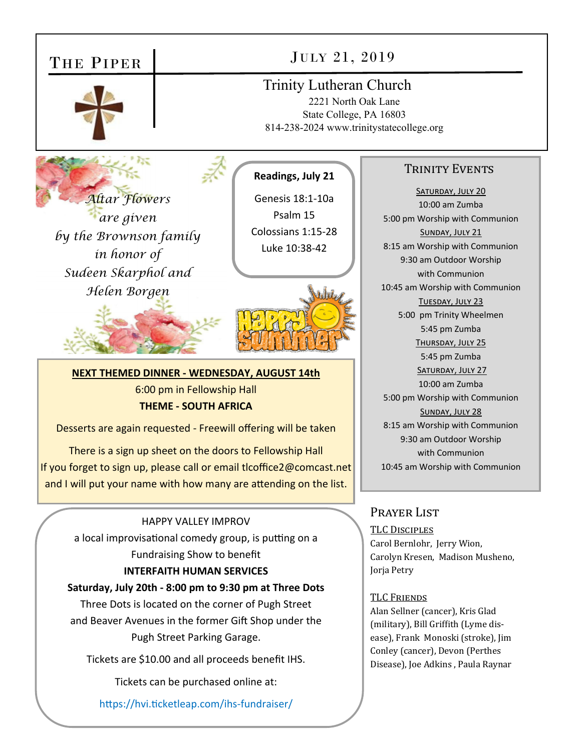# The Piper

## July 21, 2019

**Trinity Lutheran Church**
2221 North Oak Lane
State College, PA 16803
814-238-2024 www.trinitystatecollege.org

*Altar Flowers are given by the Brownson family in honor of Sudeen Skarphol and Helen Borgen*

**Readings, July 21**

Genesis 18:1-10a
Psalm 15
Colossians 1:15-28
Luke 10:38-42

**NEXT THEMED DINNER - WEDNESDAY, AUGUST 14th**

6:00 pm in Fellowship Hall

**THEME - SOUTH AFRICA**

Desserts are again requested - Freewill offering will be taken

There is a sign up sheet on the doors to Fellowship Hall
If you forget to sign up, please call or email tlcoffice2@comcast.net and I will put your name with how many are attending on the list.

HAPPY VALLEY IMPROV
a local improvisational comedy group, is putting on a Fundraising Show to benefit
**INTERFAITH HUMAN SERVICES**
**Saturday, July 20th - 8:00 pm to 9:30 pm at Three Dots**
Three Dots is located on the corner of Pugh Street and Beaver Avenues in the former Gift Shop under the Pugh Street Parking Garage.

Tickets are $10.00 and all proceeds benefit IHS.

Tickets can be purchased online at:

https://hvi.ticketleap.com/ihs-fundraiser/

## Trinity Events

**Saturday, July 20**
10:00 am Zumba
5:00 pm Worship with Communion

**Sunday, July 21**
8:15 am Worship with Communion
9:30 am Outdoor Worship with Communion
10:45 am Worship with Communion

**Tuesday, July 23**
5:00 pm Trinity Wheelmen
5:45 pm Zumba

**Thursday, July 25**
5:45 pm Zumba

**Saturday, July 27**
10:00 am Zumba
5:00 pm Worship with Communion

**Sunday, July 28**
8:15 am Worship with Communion
9:30 am Outdoor Worship with Communion
10:45 am Worship with Communion

## Prayer List

**TLC Disciples**
Carol Bernlohr, Jerry Wion, Carolyn Kresen, Madison Musheno, Jorja Petry

**TLC Friends**
Alan Sellner (cancer), Kris Glad (military), Bill Griffith (Lyme disease), Frank Monoski (stroke), Jim Conley (cancer), Devon (Perthes Disease), Joe Adkins , Paula Raynar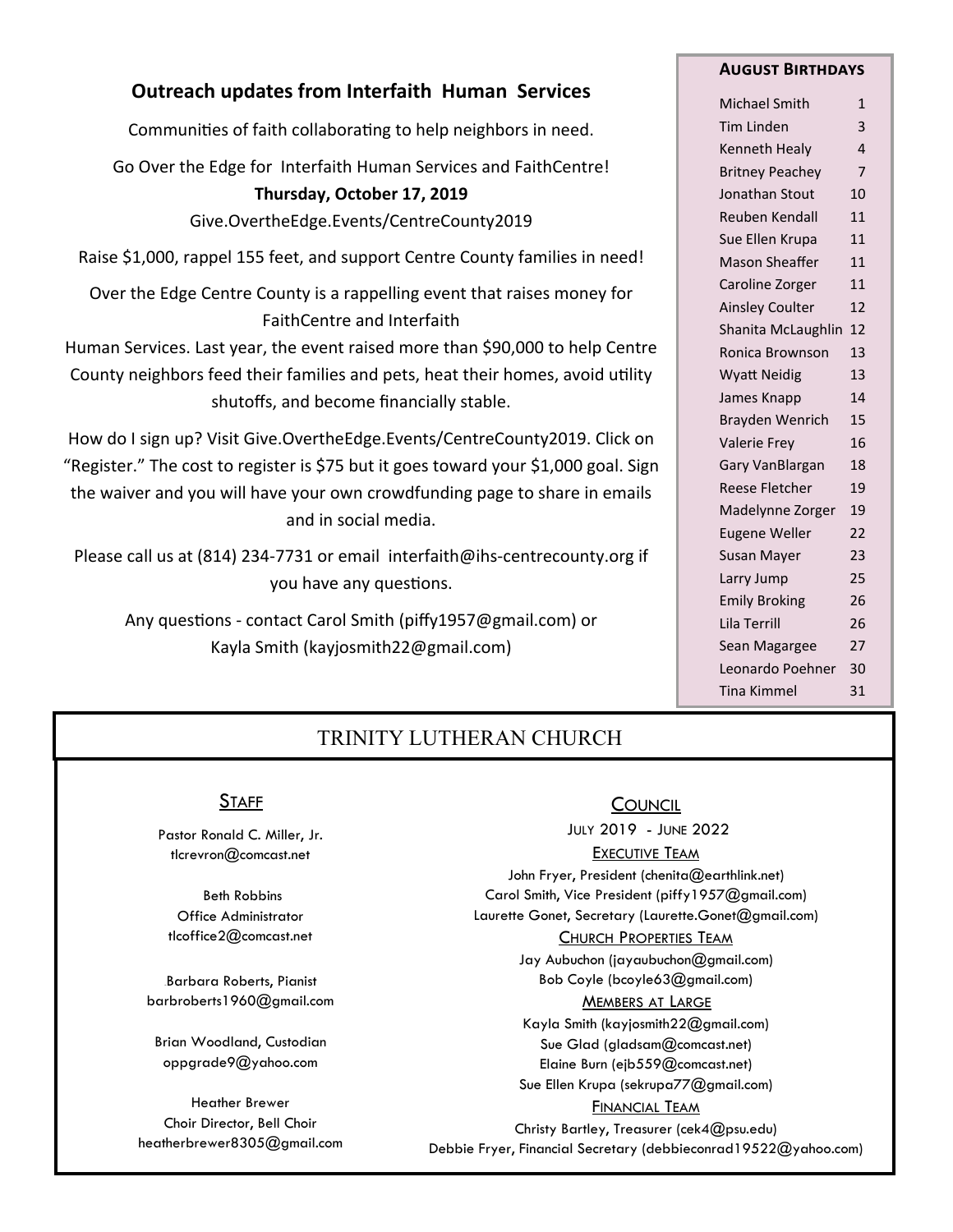## Outreach updates from Interfaith Human Services

Communities of faith collaborating to help neighbors in need.

Go Over the Edge for Interfaith Human Services and FaithCentre!

**Thursday, October 17, 2019**

Give.OvertheEdge.Events/CentreCounty2019

Raise $1,000, rappel 155 feet, and support Centre County families in need!

Over the Edge Centre County is a rappelling event that raises money for FaithCentre and Interfaith Human Services. Last year, the event raised more than $90,000 to help Centre County neighbors feed their families and pets, heat their homes, avoid utility shutoffs, and become financially stable.

How do I sign up? Visit Give.OvertheEdge.Events/CentreCounty2019. Click on "Register." The cost to register is $75 but it goes toward your $1,000 goal. Sign the waiver and you will have your own crowdfunding page to share in emails and in social media.

Please call us at (814) 234-7731 or email interfaith@ihs-centrecounty.org if you have any questions.

Any questions - contact Carol Smith (piffy1957@gmail.com) or Kayla Smith (kayjosmith22@gmail.com)

### August Birthdays

| | |
|---|---|
| Michael Smith | 1 |
| Tim Linden | 3 |
| Kenneth Healy | 4 |
| Britney Peachey | 7 |
| Jonathan Stout | 10 |
| Reuben Kendall | 11 |
| Sue Ellen Krupa | 11 |
| Mason Sheaffer | 11 |
| Caroline Zorger | 11 |
| Ainsley Coulter | 12 |
| Shanita McLaughlin | 12 |
| Ronica Brownson | 13 |
| Wyatt Neidig | 13 |
| James Knapp | 14 |
| Brayden Wenrich | 15 |
| Valerie Frey | 16 |
| Gary VanBlargan | 18 |
| Reese Fletcher | 19 |
| Madelynne Zorger | 19 |
| Eugene Weller | 22 |
| Susan Mayer | 23 |
| Larry Jump | 25 |
| Emily Broking | 26 |
| Lila Terrill | 26 |
| Sean Magargee | 27 |
| Leonardo Poehner | 30 |
| Tina Kimmel | 31 |

## TRINITY LUTHERAN CHURCH

### Staff

Pastor Ronald C. Miller, Jr.
tlcrevron@comcast.net

Beth Robbins
Office Administrator
tlcoffice2@comcast.net

Barbara Roberts, Pianist
barbroberts1960@gmail.com

Brian Woodland, Custodian
oppgrade9@yahoo.com

Heather Brewer
Choir Director, Bell Choir
heatherbrewer8305@gmail.com

### Council

July 2019 - June 2022

**Executive Team**

John Fryer, President (chenita@earthlink.net)
Carol Smith, Vice President (piffy1957@gmail.com)
Laurette Gonet, Secretary (Laurette.Gonet@gmail.com)

**Church Properties Team**

Jay Aubuchon (jayaubuchon@gmail.com)
Bob Coyle (bcoyle63@gmail.com)

**Members at Large**

Kayla Smith (kayjosmith22@gmail.com)
Sue Glad (gladsam@comcast.net)
Elaine Burn (ejb559@comcast.net)
Sue Ellen Krupa (sekrupa77@gmail.com)

**Financial Team**

Christy Bartley, Treasurer (cek4@psu.edu)
Debbie Fryer, Financial Secretary (debbieconrad19522@yahoo.com)